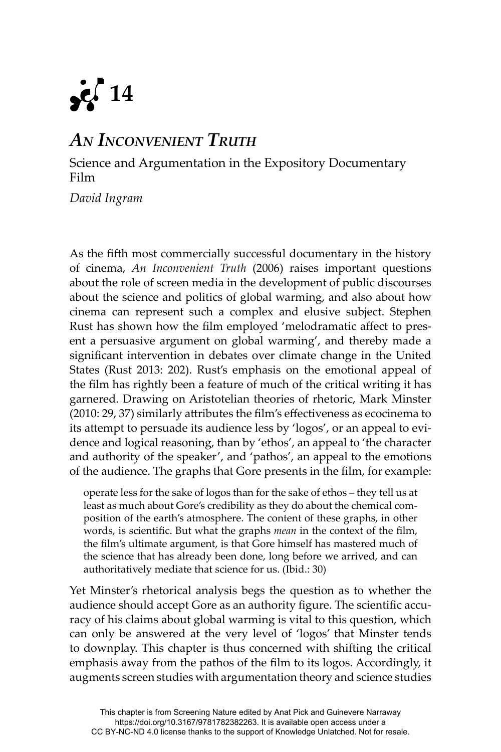# 14

## *An Inconvenient Truth*

### Science and Argumentation in the Expository Documentary Film

*David Ingram*

As the fifth most commercially successful documentary in the history of cinema, *An Inconvenient Truth* (2006) raises important questions about the role of screen media in the development of public discourses about the science and politics of global warming, and also about how cinema can represent such a complex and elusive subject. Stephen Rust has shown how the film employed 'melodramatic affect to present a persuasive argument on global warming', and thereby made a significant intervention in debates over climate change in the United States (Rust 2013: 202). Rust's emphasis on the emotional appeal of the film has rightly been a feature of much of the critical writing it has garnered. Drawing on Aristotelian theories of rhetoric, Mark Minster (2010: 29, 37) similarly attributes the film's effectiveness as ecocinema to its attempt to persuade its audience less by 'logos', or an appeal to evidence and logical reasoning, than by 'ethos', an appeal to 'the character and authority of the speaker', and 'pathos', an appeal to the emotions of the audience. The graphs that Gore presents in the film, for example:

> operate less for the sake of logos than for the sake of ethos – they tell us at least as much about Gore's credibility as they do about the chemical composition of the earth's atmosphere. The content of these graphs, in other words, is scientific. But what the graphs *mean* in the context of the film, the film's ultimate argument, is that Gore himself has mastered much of the science that has already been done, long before we arrived, and can authoritatively mediate that science for us. (Ibid.: 30)

Yet Minster's rhetorical analysis begs the question as to whether the audience should accept Gore as an authority figure. The scientific accuracy of his claims about global warming is vital to this question, which can only be answered at the very level of 'logos' that Minster tends to downplay. This chapter is thus concerned with shifting the critical emphasis away from the pathos of the film to its logos. Accordingly, it augments screen studies with argumentation theory and science studies

This chapter is from Screening Nature edited by Anat Pick and Guinevere Narraway https://doi.org/10.3167/9781782382263. It is available open access under a CC BY-NC-ND 4.0 license thanks to the support of Knowledge Unlatched. Not for resale.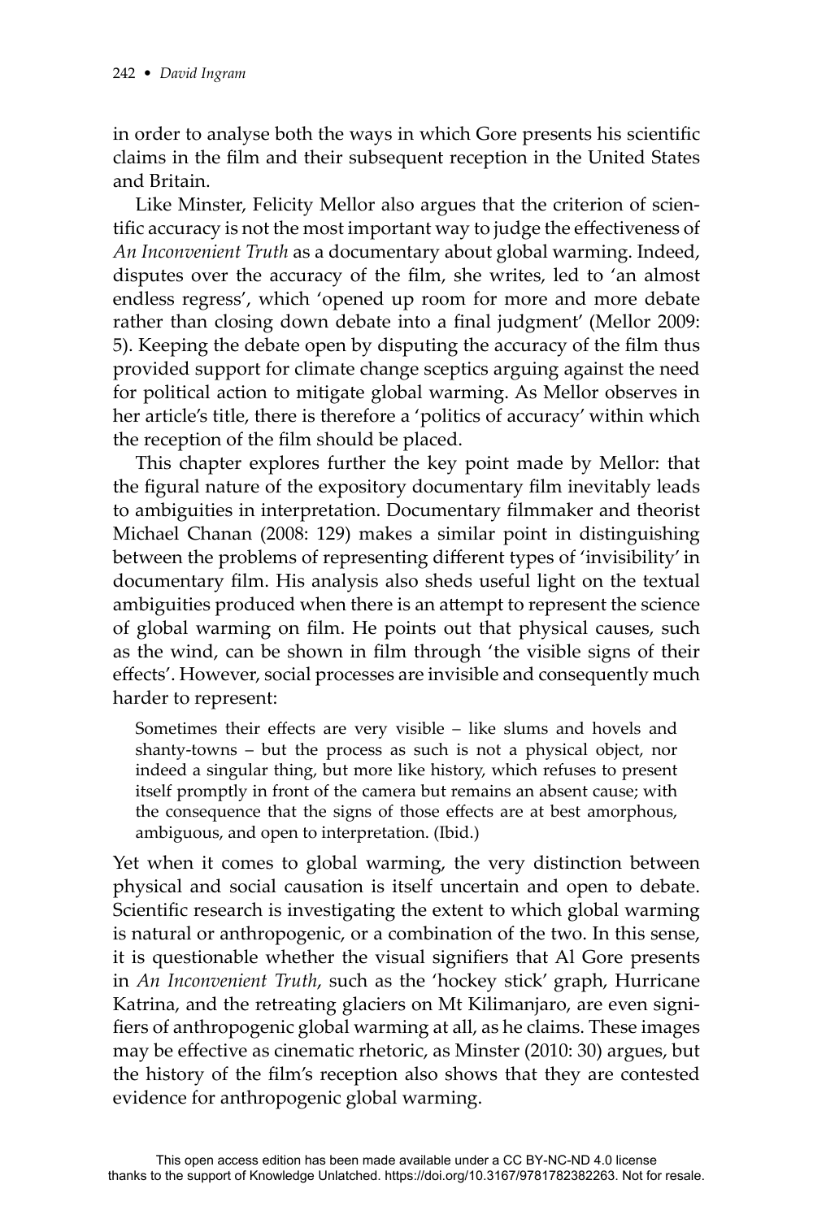in order to analyse both the ways in which Gore presents his scientific claims in the film and their subsequent reception in the United States and Britain.

Like Minster, Felicity Mellor also argues that the criterion of scientific accuracy is not the most important way to judge the effectiveness of *An Inconvenient Truth* as a documentary about global warming. Indeed, disputes over the accuracy of the film, she writes, led to 'an almost endless regress', which 'opened up room for more and more debate rather than closing down debate into a final judgment' (Mellor 2009: 5). Keeping the debate open by disputing the accuracy of the film thus provided support for climate change sceptics arguing against the need for political action to mitigate global warming. As Mellor observes in her article's title, there is therefore a 'politics of accuracy' within which the reception of the film should be placed.

This chapter explores further the key point made by Mellor: that the figural nature of the expository documentary film inevitably leads to ambiguities in interpretation. Documentary filmmaker and theorist Michael Chanan (2008: 129) makes a similar point in distinguishing between the problems of representing different types of 'invisibility' in documentary film. His analysis also sheds useful light on the textual ambiguities produced when there is an attempt to represent the science of global warming on film. He points out that physical causes, such as the wind, can be shown in film through 'the visible signs of their effects'. However, social processes are invisible and consequently much harder to represent:

> Sometimes their effects are very visible – like slums and hovels and shanty-towns – but the process as such is not a physical object, nor indeed a singular thing, but more like history, which refuses to present itself promptly in front of the camera but remains an absent cause; with the consequence that the signs of those effects are at best amorphous, ambiguous, and open to interpretation. (Ibid.)

Yet when it comes to global warming, the very distinction between physical and social causation is itself uncertain and open to debate. Scientific research is investigating the extent to which global warming is natural or anthropogenic, or a combination of the two. In this sense, it is questionable whether the visual signifiers that Al Gore presents in *An Inconvenient Truth*, such as the 'hockey stick' graph, Hurricane Katrina, and the retreating glaciers on Mt Kilimanjaro, are even signifiers of anthropogenic global warming at all, as he claims. These images may be effective as cinematic rhetoric, as Minster (2010: 30) argues, but the history of the film's reception also shows that they are contested evidence for anthropogenic global warming.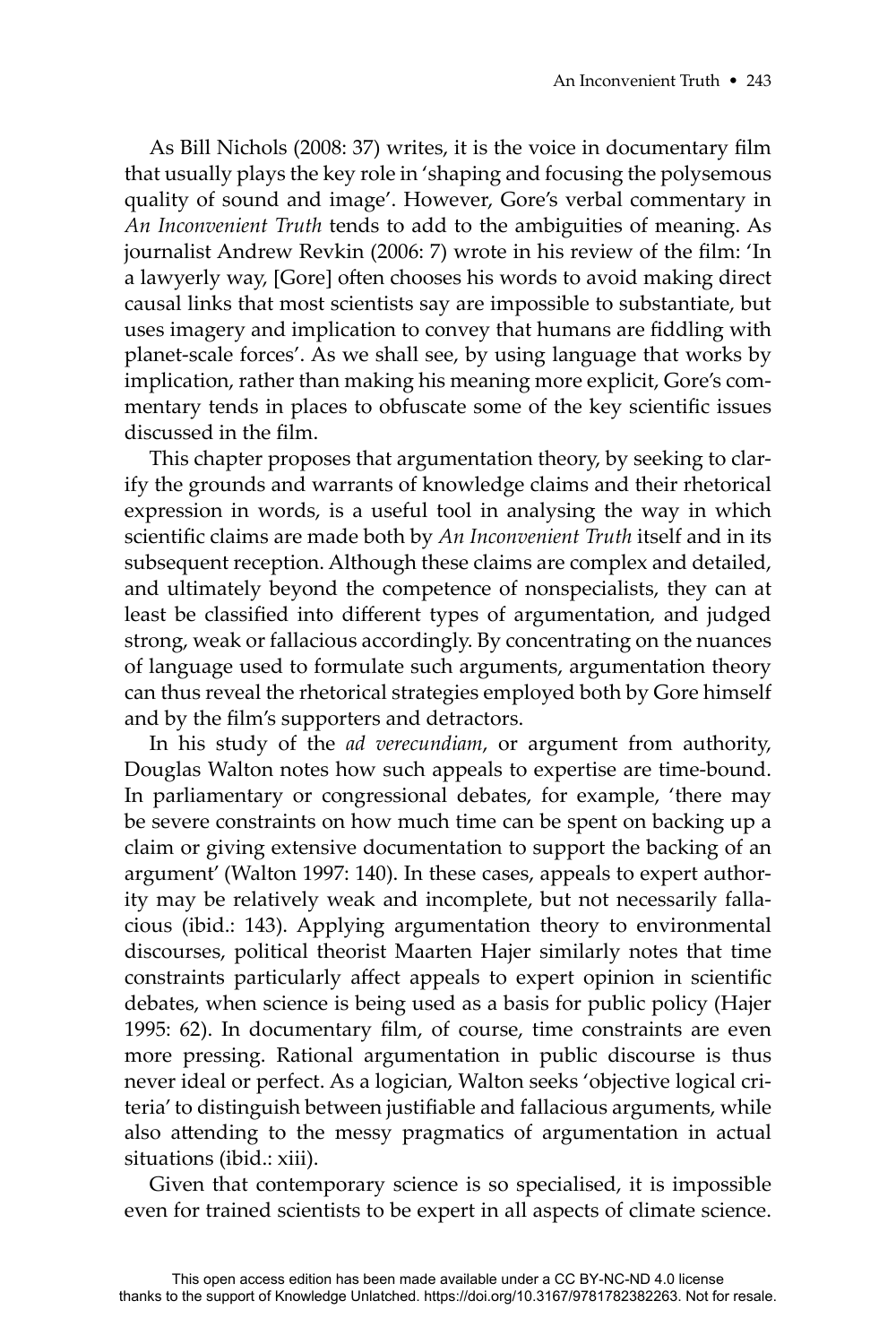As Bill Nichols (2008: 37) writes, it is the voice in documentary film that usually plays the key role in 'shaping and focusing the polysemous quality of sound and image'. However, Gore's verbal commentary in *An Inconvenient Truth* tends to add to the ambiguities of meaning. As journalist Andrew Revkin (2006: 7) wrote in his review of the film: 'In a lawyerly way, [Gore] often chooses his words to avoid making direct causal links that most scientists say are impossible to substantiate, but uses imagery and implication to convey that humans are fiddling with planet-scale forces'. As we shall see, by using language that works by implication, rather than making his meaning more explicit, Gore's commentary tends in places to obfuscate some of the key scientific issues discussed in the film.

This chapter proposes that argumentation theory, by seeking to clarify the grounds and warrants of knowledge claims and their rhetorical expression in words, is a useful tool in analysing the way in which scientific claims are made both by *An Inconvenient Truth* itself and in its subsequent reception. Although these claims are complex and detailed, and ultimately beyond the competence of nonspecialists, they can at least be classified into different types of argumentation, and judged strong, weak or fallacious accordingly. By concentrating on the nuances of language used to formulate such arguments, argumentation theory can thus reveal the rhetorical strategies employed both by Gore himself and by the film's supporters and detractors.

In his study of the *ad verecundiam*, or argument from authority, Douglas Walton notes how such appeals to expertise are time-bound. In parliamentary or congressional debates, for example, 'there may be severe constraints on how much time can be spent on backing up a claim or giving extensive documentation to support the backing of an argument' (Walton 1997: 140). In these cases, appeals to expert authority may be relatively weak and incomplete, but not necessarily fallacious (ibid.: 143). Applying argumentation theory to environmental discourses, political theorist Maarten Hajer similarly notes that time constraints particularly affect appeals to expert opinion in scientific debates, when science is being used as a basis for public policy (Hajer 1995: 62). In documentary film, of course, time constraints are even more pressing. Rational argumentation in public discourse is thus never ideal or perfect. As a logician, Walton seeks 'objective logical criteria' to distinguish between justifiable and fallacious arguments, while also attending to the messy pragmatics of argumentation in actual situations (ibid.: xiii).

Given that contemporary science is so specialised, it is impossible even for trained scientists to be expert in all aspects of climate science.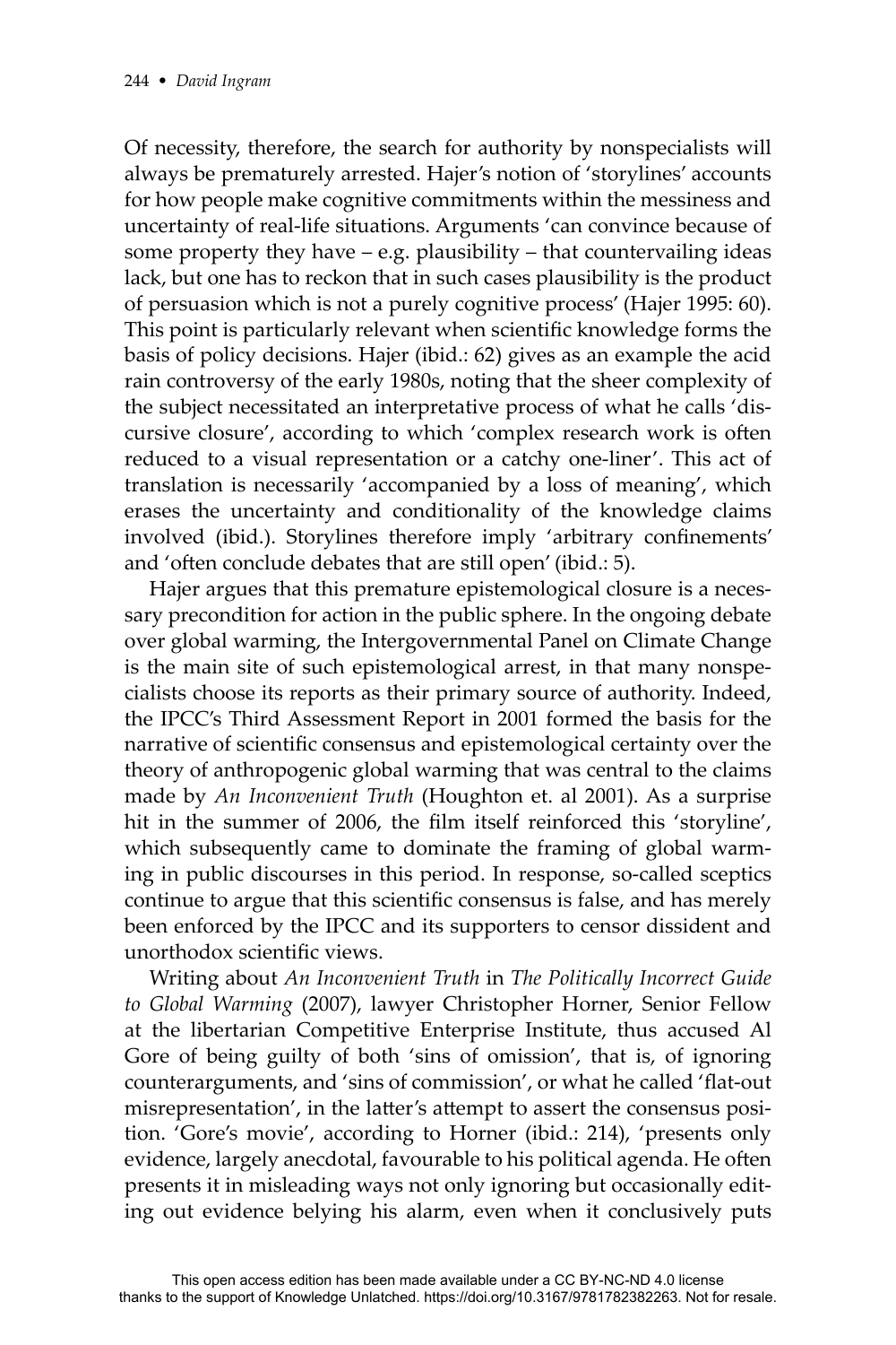Of necessity, therefore, the search for authority by nonspecialists will always be prematurely arrested. Hajer's notion of 'storylines' accounts for how people make cognitive commitments within the messiness and uncertainty of real-life situations. Arguments 'can convince because of some property they have – e.g. plausibility – that countervailing ideas lack, but one has to reckon that in such cases plausibility is the product of persuasion which is not a purely cognitive process' (Hajer 1995: 60). This point is particularly relevant when scientific knowledge forms the basis of policy decisions. Hajer (ibid.: 62) gives as an example the acid rain controversy of the early 1980s, noting that the sheer complexity of the subject necessitated an interpretative process of what he calls 'discursive closure', according to which 'complex research work is often reduced to a visual representation or a catchy one-liner'. This act of translation is necessarily 'accompanied by a loss of meaning', which erases the uncertainty and conditionality of the knowledge claims involved (ibid.). Storylines therefore imply 'arbitrary confinements' and 'often conclude debates that are still open' (ibid.: 5).

Hajer argues that this premature epistemological closure is a necessary precondition for action in the public sphere. In the ongoing debate over global warming, the Intergovernmental Panel on Climate Change is the main site of such epistemological arrest, in that many nonspecialists choose its reports as their primary source of authority. Indeed, the IPCC's Third Assessment Report in 2001 formed the basis for the narrative of scientific consensus and epistemological certainty over the theory of anthropogenic global warming that was central to the claims made by *An Inconvenient Truth* (Houghton et. al 2001). As a surprise hit in the summer of 2006, the film itself reinforced this 'storyline', which subsequently came to dominate the framing of global warming in public discourses in this period. In response, so-called sceptics continue to argue that this scientific consensus is false, and has merely been enforced by the IPCC and its supporters to censor dissident and unorthodox scientific views.

Writing about *An Inconvenient Truth* in *The Politically Incorrect Guide to Global Warming* (2007), lawyer Christopher Horner, Senior Fellow at the libertarian Competitive Enterprise Institute, thus accused Al Gore of being guilty of both 'sins of omission', that is, of ignoring counterarguments, and 'sins of commission', or what he called 'flat-out misrepresentation', in the latter's attempt to assert the consensus position. 'Gore's movie', according to Horner (ibid.: 214), 'presents only evidence, largely anecdotal, favourable to his political agenda. He often presents it in misleading ways not only ignoring but occasionally editing out evidence belying his alarm, even when it conclusively puts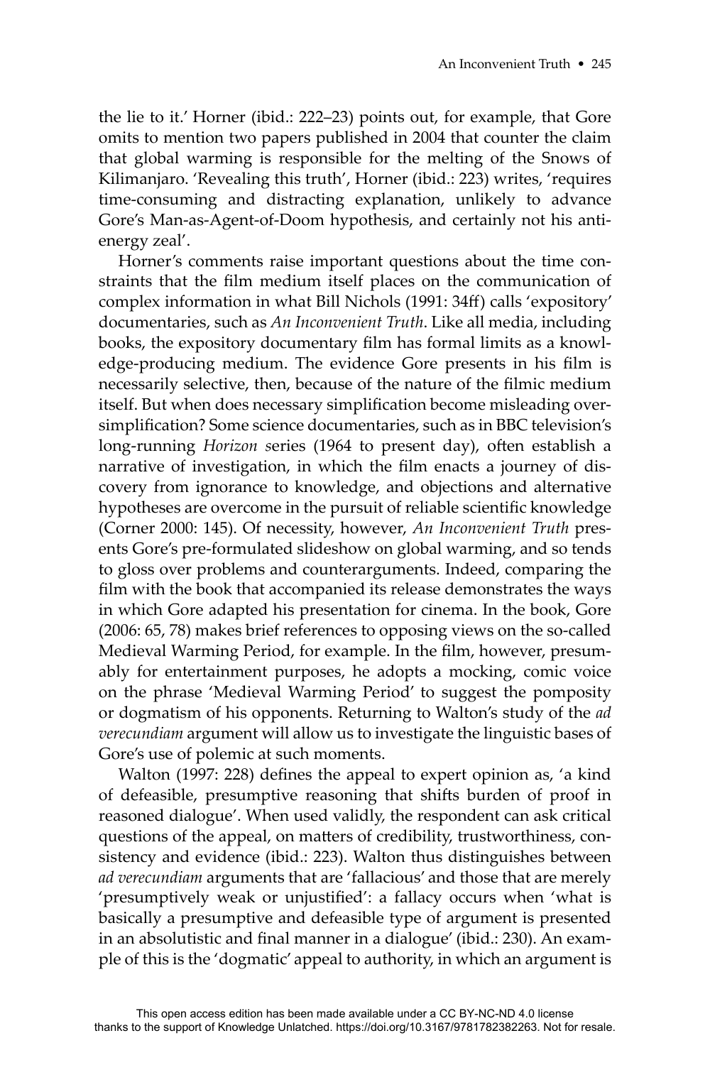the lie to it.' Horner (ibid.: 222–23) points out, for example, that Gore omits to mention two papers published in 2004 that counter the claim that global warming is responsible for the melting of the Snows of Kilimanjaro. 'Revealing this truth', Horner (ibid.: 223) writes, 'requires time-consuming and distracting explanation, unlikely to advance Gore's Man-as-Agent-of-Doom hypothesis, and certainly not his anti-energy zeal'.

Horner's comments raise important questions about the time constraints that the film medium itself places on the communication of complex information in what Bill Nichols (1991: 34ff) calls 'expository' documentaries, such as *An Inconvenient Truth*. Like all media, including books, the expository documentary film has formal limits as a knowledge-producing medium. The evidence Gore presents in his film is necessarily selective, then, because of the nature of the filmic medium itself. But when does necessary simplification become misleading oversimplification? Some science documentaries, such as in BBC television's long-running *Horizon* series (1964 to present day), often establish a narrative of investigation, in which the film enacts a journey of discovery from ignorance to knowledge, and objections and alternative hypotheses are overcome in the pursuit of reliable scientific knowledge (Corner 2000: 145). Of necessity, however, *An Inconvenient Truth* presents Gore's pre-formulated slideshow on global warming, and so tends to gloss over problems and counterarguments. Indeed, comparing the film with the book that accompanied its release demonstrates the ways in which Gore adapted his presentation for cinema. In the book, Gore (2006: 65, 78) makes brief references to opposing views on the so-called Medieval Warming Period, for example. In the film, however, presumably for entertainment purposes, he adopts a mocking, comic voice on the phrase 'Medieval Warming Period' to suggest the pomposity or dogmatism of his opponents. Returning to Walton's study of the *ad verecundiam* argument will allow us to investigate the linguistic bases of Gore's use of polemic at such moments.

Walton (1997: 228) defines the appeal to expert opinion as, 'a kind of defeasible, presumptive reasoning that shifts burden of proof in reasoned dialogue'. When used validly, the respondent can ask critical questions of the appeal, on matters of credibility, trustworthiness, consistency and evidence (ibid.: 223). Walton thus distinguishes between *ad verecundiam* arguments that are 'fallacious' and those that are merely 'presumptively weak or unjustified': a fallacy occurs when 'what is basically a presumptive and defeasible type of argument is presented in an absolutistic and final manner in a dialogue' (ibid.: 230). An example of this is the 'dogmatic' appeal to authority, in which an argument is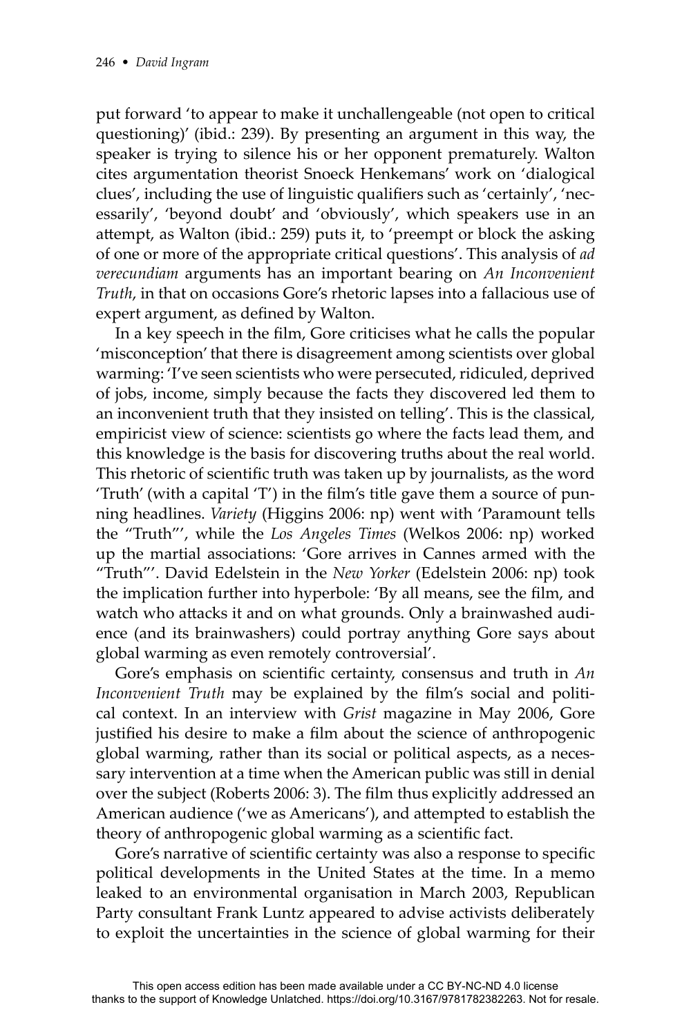put forward 'to appear to make it unchallengeable (not open to critical questioning)' (ibid.: 239). By presenting an argument in this way, the speaker is trying to silence his or her opponent prematurely. Walton cites argumentation theorist Snoeck Henkemans' work on 'dialogical clues', including the use of linguistic qualifiers such as 'certainly', 'necessarily', 'beyond doubt' and 'obviously', which speakers use in an attempt, as Walton (ibid.: 259) puts it, to 'preempt or block the asking of one or more of the appropriate critical questions'. This analysis of *ad verecundiam* arguments has an important bearing on *An Inconvenient Truth*, in that on occasions Gore's rhetoric lapses into a fallacious use of expert argument, as defined by Walton.

In a key speech in the film, Gore criticises what he calls the popular 'misconception' that there is disagreement among scientists over global warming: 'I've seen scientists who were persecuted, ridiculed, deprived of jobs, income, simply because the facts they discovered led them to an inconvenient truth that they insisted on telling'. This is the classical, empiricist view of science: scientists go where the facts lead them, and this knowledge is the basis for discovering truths about the real world. This rhetoric of scientific truth was taken up by journalists, as the word 'Truth' (with a capital 'T') in the film's title gave them a source of punning headlines. *Variety* (Higgins 2006: np) went with 'Paramount tells the "Truth"', while the *Los Angeles Times* (Welkos 2006: np) worked up the martial associations: 'Gore arrives in Cannes armed with the "Truth"'. David Edelstein in the *New Yorker* (Edelstein 2006: np) took the implication further into hyperbole: 'By all means, see the film, and watch who attacks it and on what grounds. Only a brainwashed audience (and its brainwashers) could portray anything Gore says about global warming as even remotely controversial'.

Gore's emphasis on scientific certainty, consensus and truth in *An Inconvenient Truth* may be explained by the film's social and political context. In an interview with *Grist* magazine in May 2006, Gore justified his desire to make a film about the science of anthropogenic global warming, rather than its social or political aspects, as a necessary intervention at a time when the American public was still in denial over the subject (Roberts 2006: 3). The film thus explicitly addressed an American audience ('we as Americans'), and attempted to establish the theory of anthropogenic global warming as a scientific fact.

Gore's narrative of scientific certainty was also a response to specific political developments in the United States at the time. In a memo leaked to an environmental organisation in March 2003, Republican Party consultant Frank Luntz appeared to advise activists deliberately to exploit the uncertainties in the science of global warming for their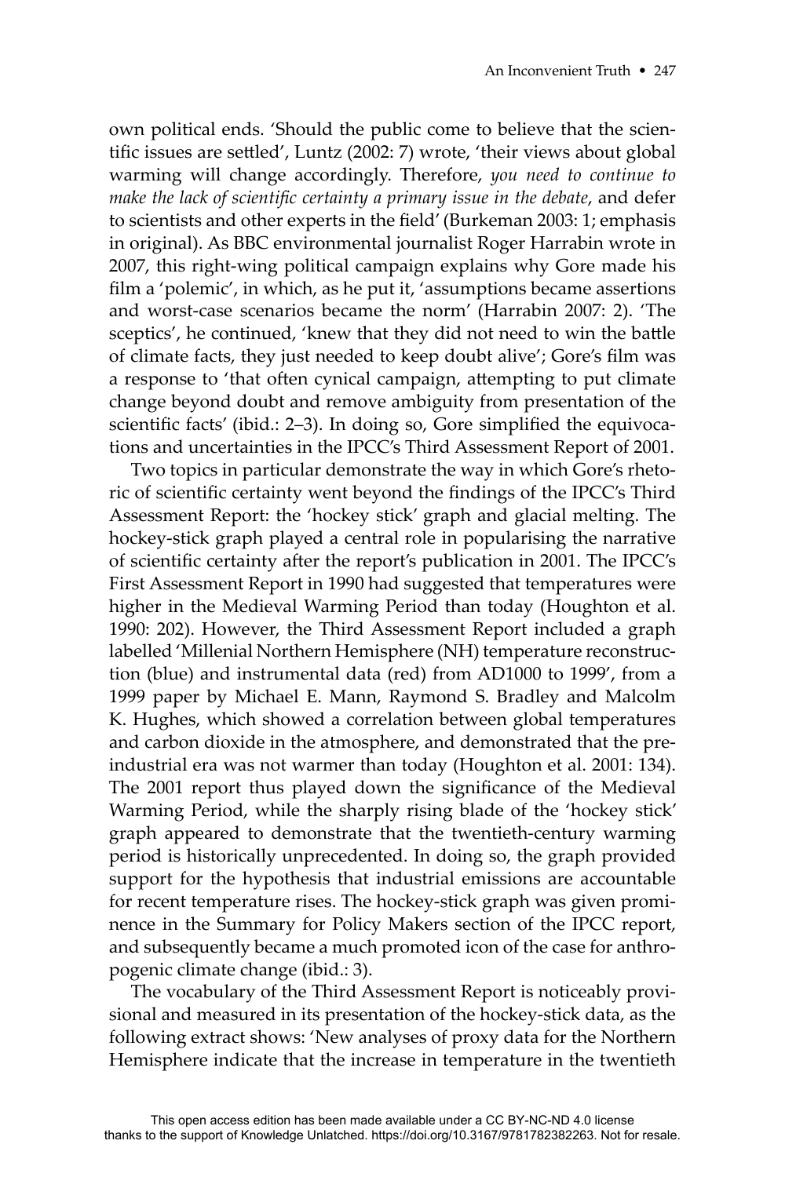own political ends. 'Should the public come to believe that the scientific issues are settled', Luntz (2002: 7) wrote, 'their views about global warming will change accordingly. Therefore, *you need to continue to make the lack of scientific certainty a primary issue in the debate*, and defer to scientists and other experts in the field' (Burkeman 2003: 1; emphasis in original). As BBC environmental journalist Roger Harrabin wrote in 2007, this right-wing political campaign explains why Gore made his film a 'polemic', in which, as he put it, 'assumptions became assertions and worst-case scenarios became the norm' (Harrabin 2007: 2). 'The sceptics', he continued, 'knew that they did not need to win the battle of climate facts, they just needed to keep doubt alive'; Gore's film was a response to 'that often cynical campaign, attempting to put climate change beyond doubt and remove ambiguity from presentation of the scientific facts' (ibid.: 2–3). In doing so, Gore simplified the equivocations and uncertainties in the IPCC's Third Assessment Report of 2001.

Two topics in particular demonstrate the way in which Gore's rhetoric of scientific certainty went beyond the findings of the IPCC's Third Assessment Report: the 'hockey stick' graph and glacial melting. The hockey-stick graph played a central role in popularising the narrative of scientific certainty after the report's publication in 2001. The IPCC's First Assessment Report in 1990 had suggested that temperatures were higher in the Medieval Warming Period than today (Houghton et al. 1990: 202). However, the Third Assessment Report included a graph labelled 'Millenial Northern Hemisphere (NH) temperature reconstruction (blue) and instrumental data (red) from AD1000 to 1999', from a 1999 paper by Michael E. Mann, Raymond S. Bradley and Malcolm K. Hughes, which showed a correlation between global temperatures and carbon dioxide in the atmosphere, and demonstrated that the pre-industrial era was not warmer than today (Houghton et al. 2001: 134). The 2001 report thus played down the significance of the Medieval Warming Period, while the sharply rising blade of the 'hockey stick' graph appeared to demonstrate that the twentieth-century warming period is historically unprecedented. In doing so, the graph provided support for the hypothesis that industrial emissions are accountable for recent temperature rises. The hockey-stick graph was given prominence in the Summary for Policy Makers section of the IPCC report, and subsequently became a much promoted icon of the case for anthropogenic climate change (ibid.: 3).

The vocabulary of the Third Assessment Report is noticeably provisional and measured in its presentation of the hockey-stick data, as the following extract shows: 'New analyses of proxy data for the Northern Hemisphere indicate that the increase in temperature in the twentieth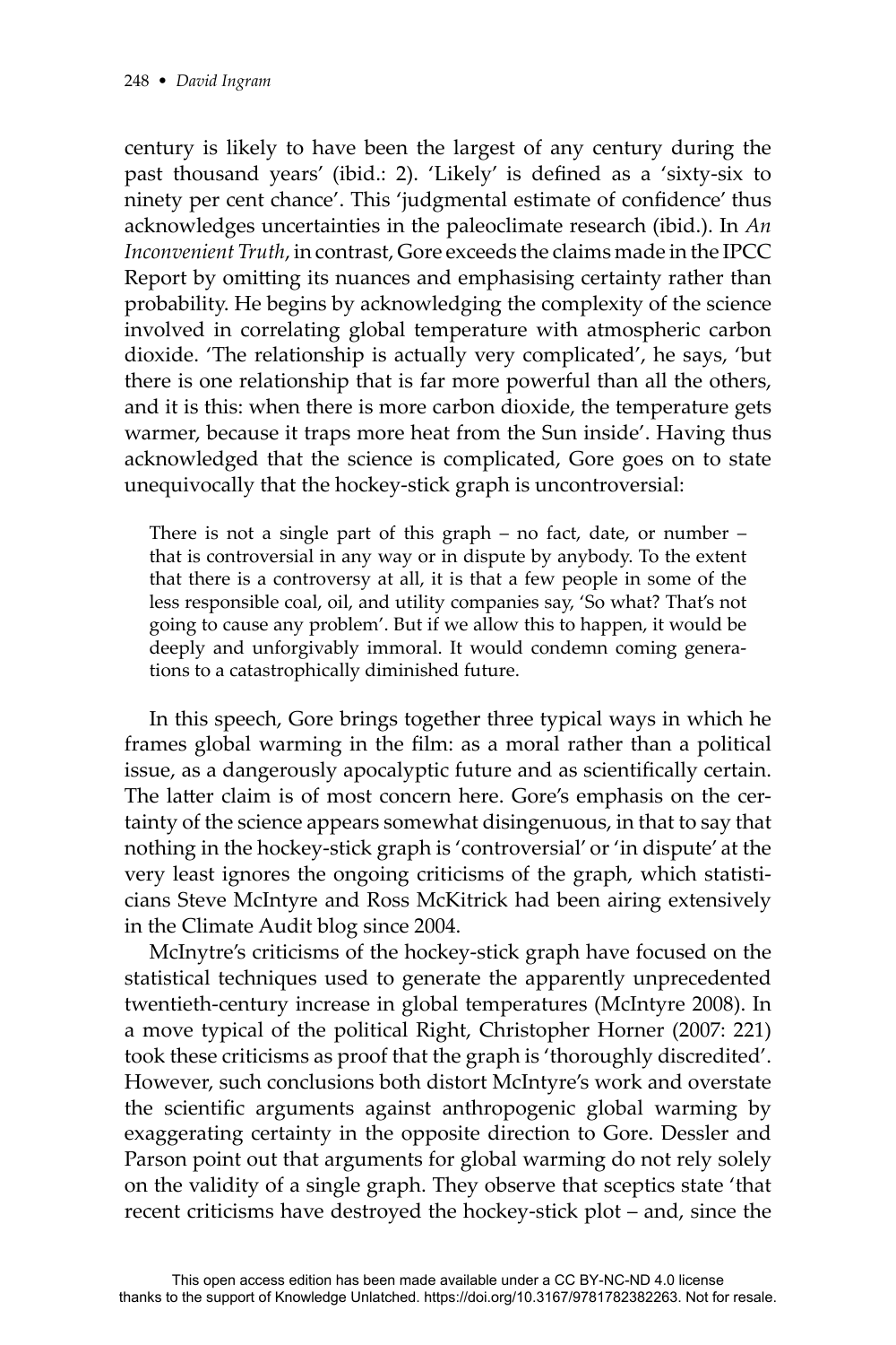century is likely to have been the largest of any century during the past thousand years' (ibid.: 2). 'Likely' is defined as a 'sixty-six to ninety per cent chance'. This 'judgmental estimate of confidence' thus acknowledges uncertainties in the paleoclimate research (ibid.). In *An Inconvenient Truth*, in contrast, Gore exceeds the claims made in the IPCC Report by omitting its nuances and emphasising certainty rather than probability. He begins by acknowledging the complexity of the science involved in correlating global temperature with atmospheric carbon dioxide. 'The relationship is actually very complicated', he says, 'but there is one relationship that is far more powerful than all the others, and it is this: when there is more carbon dioxide, the temperature gets warmer, because it traps more heat from the Sun inside'. Having thus acknowledged that the science is complicated, Gore goes on to state unequivocally that the hockey-stick graph is uncontroversial:

> There is not a single part of this graph – no fact, date, or number – that is controversial in any way or in dispute by anybody. To the extent that there is a controversy at all, it is that a few people in some of the less responsible coal, oil, and utility companies say, 'So what? That's not going to cause any problem'. But if we allow this to happen, it would be deeply and unforgivably immoral. It would condemn coming generations to a catastrophically diminished future.

In this speech, Gore brings together three typical ways in which he frames global warming in the film: as a moral rather than a political issue, as a dangerously apocalyptic future and as scientifically certain. The latter claim is of most concern here. Gore's emphasis on the certainty of the science appears somewhat disingenuous, in that to say that nothing in the hockey-stick graph is 'controversial' or 'in dispute' at the very least ignores the ongoing criticisms of the graph, which statisticians Steve McIntyre and Ross McKitrick had been airing extensively in the Climate Audit blog since 2004.

McInytre's criticisms of the hockey-stick graph have focused on the statistical techniques used to generate the apparently unprecedented twentieth-century increase in global temperatures (McIntyre 2008). In a move typical of the political Right, Christopher Horner (2007: 221) took these criticisms as proof that the graph is 'thoroughly discredited'. However, such conclusions both distort McIntyre's work and overstate the scientific arguments against anthropogenic global warming by exaggerating certainty in the opposite direction to Gore. Dessler and Parson point out that arguments for global warming do not rely solely on the validity of a single graph. They observe that sceptics state 'that recent criticisms have destroyed the hockey-stick plot – and, since the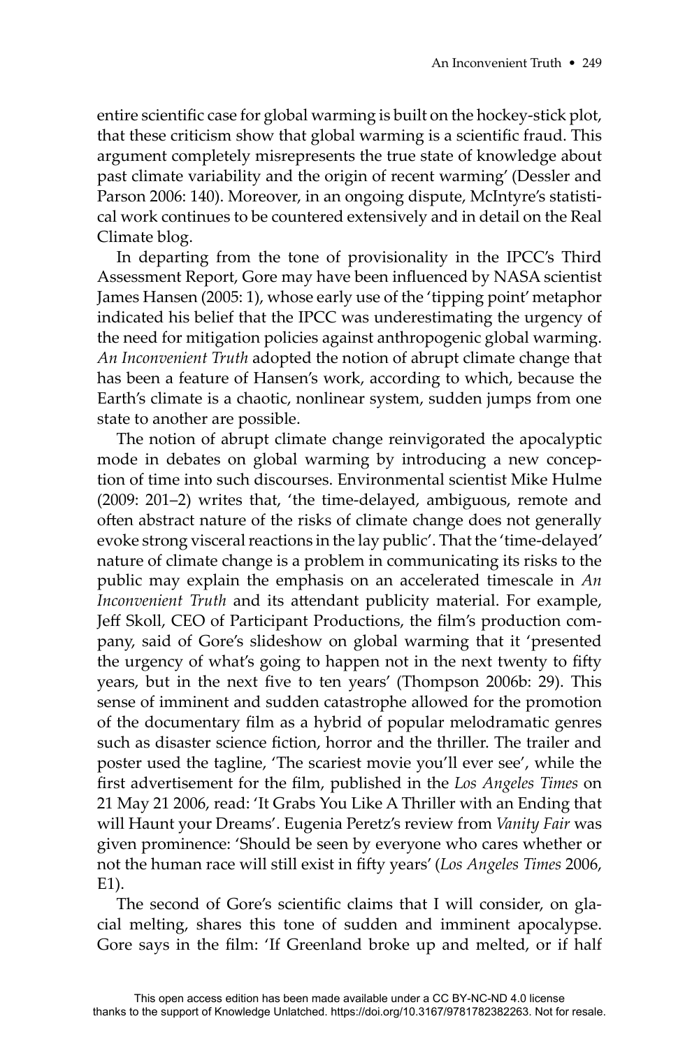entire scientific case for global warming is built on the hockey-stick plot, that these criticism show that global warming is a scientific fraud. This argument completely misrepresents the true state of knowledge about past climate variability and the origin of recent warming' (Dessler and Parson 2006: 140). Moreover, in an ongoing dispute, McIntyre's statistical work continues to be countered extensively and in detail on the Real Climate blog.

In departing from the tone of provisionality in the IPCC's Third Assessment Report, Gore may have been influenced by NASA scientist James Hansen (2005: 1), whose early use of the 'tipping point' metaphor indicated his belief that the IPCC was underestimating the urgency of the need for mitigation policies against anthropogenic global warming. *An Inconvenient Truth* adopted the notion of abrupt climate change that has been a feature of Hansen's work, according to which, because the Earth's climate is a chaotic, nonlinear system, sudden jumps from one state to another are possible.

The notion of abrupt climate change reinvigorated the apocalyptic mode in debates on global warming by introducing a new conception of time into such discourses. Environmental scientist Mike Hulme (2009: 201–2) writes that, 'the time-delayed, ambiguous, remote and often abstract nature of the risks of climate change does not generally evoke strong visceral reactions in the lay public'. That the 'time-delayed' nature of climate change is a problem in communicating its risks to the public may explain the emphasis on an accelerated timescale in *An Inconvenient Truth* and its attendant publicity material. For example, Jeff Skoll, CEO of Participant Productions, the film's production company, said of Gore's slideshow on global warming that it 'presented the urgency of what's going to happen not in the next twenty to fifty years, but in the next five to ten years' (Thompson 2006b: 29). This sense of imminent and sudden catastrophe allowed for the promotion of the documentary film as a hybrid of popular melodramatic genres such as disaster science fiction, horror and the thriller. The trailer and poster used the tagline, 'The scariest movie you'll ever see', while the first advertisement for the film, published in the *Los Angeles Times* on 21 May 21 2006, read: 'It Grabs You Like A Thriller with an Ending that will Haunt your Dreams'. Eugenia Peretz's review from *Vanity Fair* was given prominence: 'Should be seen by everyone who cares whether or not the human race will still exist in fifty years' (*Los Angeles Times* 2006, E1).

The second of Gore's scientific claims that I will consider, on glacial melting, shares this tone of sudden and imminent apocalypse. Gore says in the film: 'If Greenland broke up and melted, or if half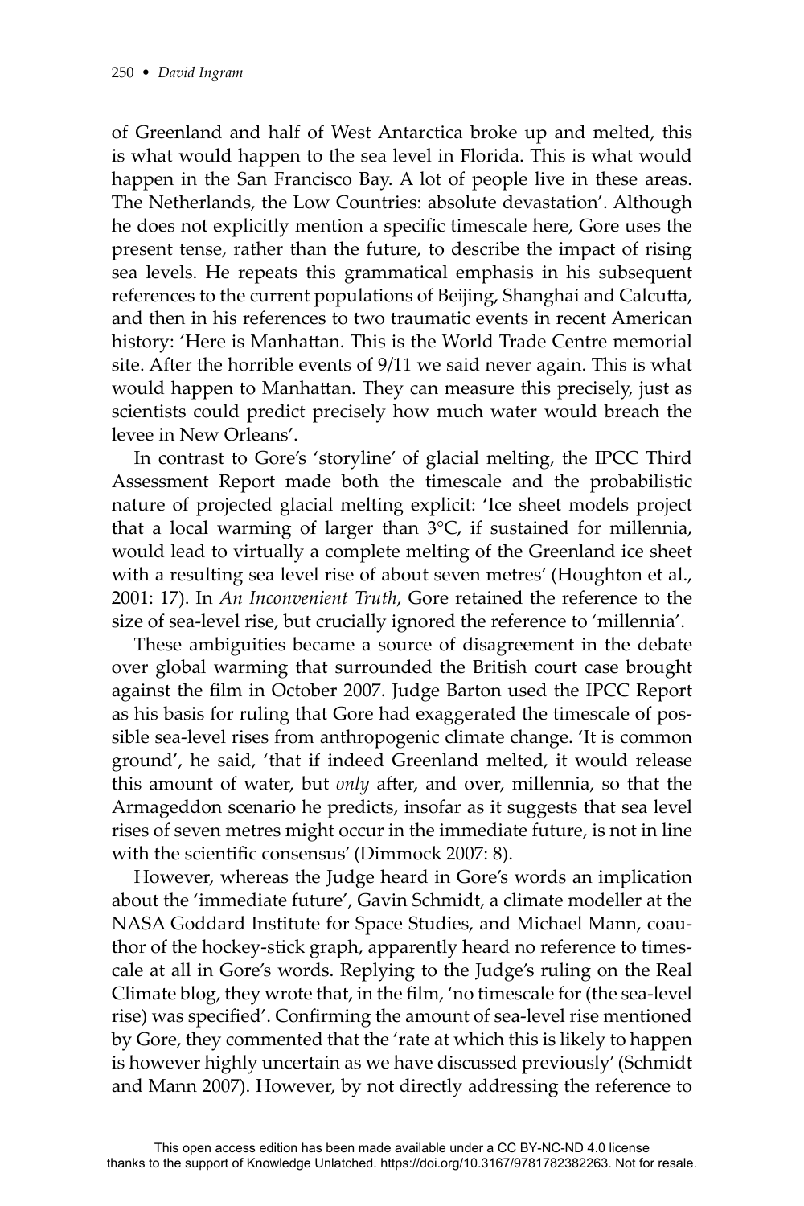of Greenland and half of West Antarctica broke up and melted, this is what would happen to the sea level in Florida. This is what would happen in the San Francisco Bay. A lot of people live in these areas. The Netherlands, the Low Countries: absolute devastation'. Although he does not explicitly mention a specific timescale here, Gore uses the present tense, rather than the future, to describe the impact of rising sea levels. He repeats this grammatical emphasis in his subsequent references to the current populations of Beijing, Shanghai and Calcutta, and then in his references to two traumatic events in recent American history: 'Here is Manhattan. This is the World Trade Centre memorial site. After the horrible events of 9/11 we said never again. This is what would happen to Manhattan. They can measure this precisely, just as scientists could predict precisely how much water would breach the levee in New Orleans'.

In contrast to Gore's 'storyline' of glacial melting, the IPCC Third Assessment Report made both the timescale and the probabilistic nature of projected glacial melting explicit: 'Ice sheet models project that a local warming of larger than 3°C, if sustained for millennia, would lead to virtually a complete melting of the Greenland ice sheet with a resulting sea level rise of about seven metres' (Houghton et al., 2001: 17). In *An Inconvenient Truth*, Gore retained the reference to the size of sea-level rise, but crucially ignored the reference to 'millennia'.

These ambiguities became a source of disagreement in the debate over global warming that surrounded the British court case brought against the film in October 2007. Judge Barton used the IPCC Report as his basis for ruling that Gore had exaggerated the timescale of possible sea-level rises from anthropogenic climate change. 'It is common ground', he said, 'that if indeed Greenland melted, it would release this amount of water, but *only* after, and over, millennia, so that the Armageddon scenario he predicts, insofar as it suggests that sea level rises of seven metres might occur in the immediate future, is not in line with the scientific consensus' (Dimmock 2007: 8).

However, whereas the Judge heard in Gore's words an implication about the 'immediate future', Gavin Schmidt, a climate modeller at the NASA Goddard Institute for Space Studies, and Michael Mann, coauthor of the hockey-stick graph, apparently heard no reference to timescale at all in Gore's words. Replying to the Judge's ruling on the Real Climate blog, they wrote that, in the film, 'no timescale for (the sea-level rise) was specified'. Confirming the amount of sea-level rise mentioned by Gore, they commented that the 'rate at which this is likely to happen is however highly uncertain as we have discussed previously' (Schmidt and Mann 2007). However, by not directly addressing the reference to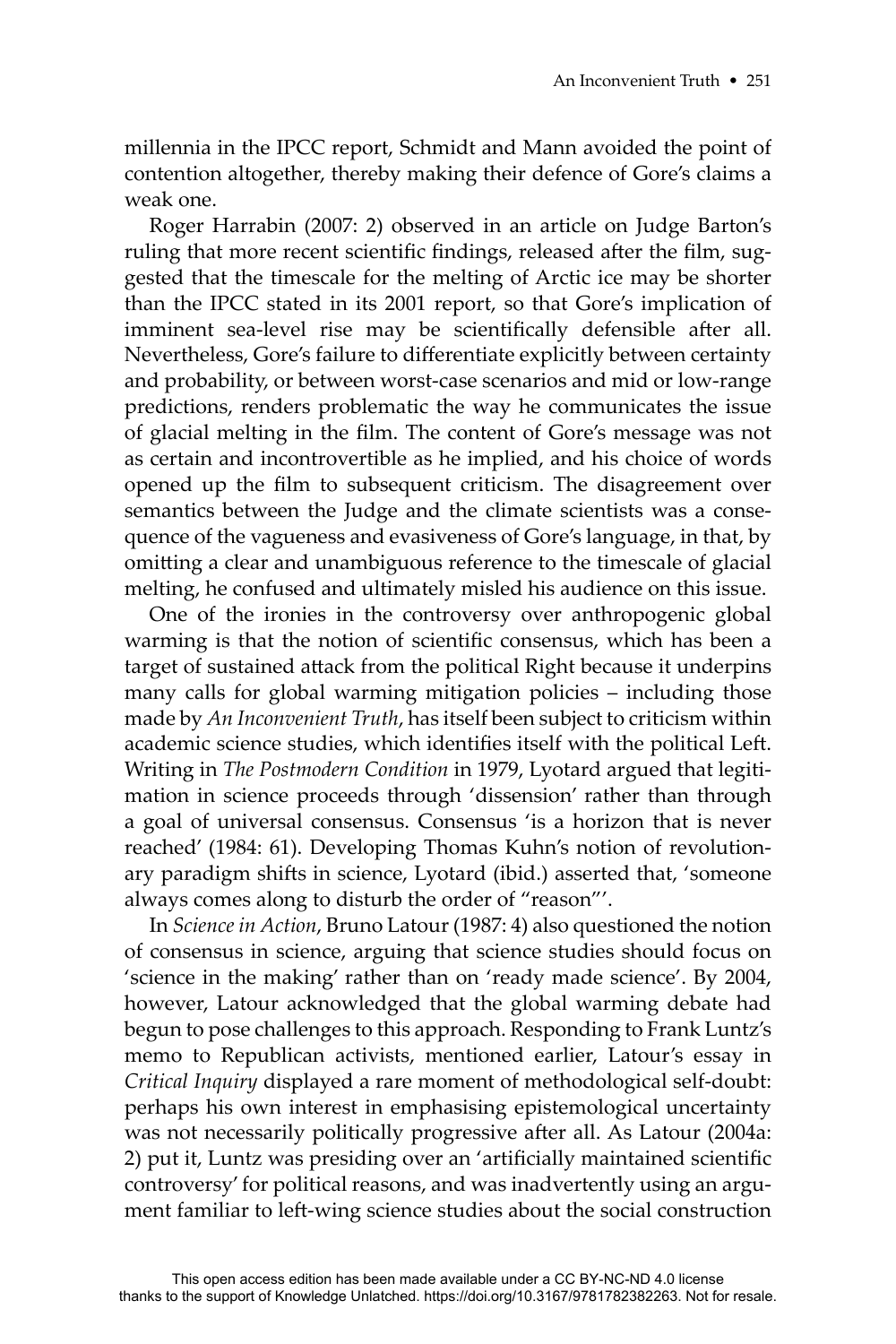millennia in the IPCC report, Schmidt and Mann avoided the point of contention altogether, thereby making their defence of Gore's claims a weak one.

Roger Harrabin (2007: 2) observed in an article on Judge Barton's ruling that more recent scientific findings, released after the film, suggested that the timescale for the melting of Arctic ice may be shorter than the IPCC stated in its 2001 report, so that Gore's implication of imminent sea-level rise may be scientifically defensible after all. Nevertheless, Gore's failure to differentiate explicitly between certainty and probability, or between worst-case scenarios and mid or low-range predictions, renders problematic the way he communicates the issue of glacial melting in the film. The content of Gore's message was not as certain and incontrovertible as he implied, and his choice of words opened up the film to subsequent criticism. The disagreement over semantics between the Judge and the climate scientists was a consequence of the vagueness and evasiveness of Gore's language, in that, by omitting a clear and unambiguous reference to the timescale of glacial melting, he confused and ultimately misled his audience on this issue.

One of the ironies in the controversy over anthropogenic global warming is that the notion of scientific consensus, which has been a target of sustained attack from the political Right because it underpins many calls for global warming mitigation policies – including those made by *An Inconvenient Truth*, has itself been subject to criticism within academic science studies, which identifies itself with the political Left. Writing in *The Postmodern Condition* in 1979, Lyotard argued that legitimation in science proceeds through 'dissension' rather than through a goal of universal consensus. Consensus 'is a horizon that is never reached' (1984: 61). Developing Thomas Kuhn's notion of revolutionary paradigm shifts in science, Lyotard (ibid.) asserted that, 'someone always comes along to disturb the order of "reason"'.

In *Science in Action*, Bruno Latour (1987: 4) also questioned the notion of consensus in science, arguing that science studies should focus on 'science in the making' rather than on 'ready made science'. By 2004, however, Latour acknowledged that the global warming debate had begun to pose challenges to this approach. Responding to Frank Luntz's memo to Republican activists, mentioned earlier, Latour's essay in *Critical Inquiry* displayed a rare moment of methodological self-doubt: perhaps his own interest in emphasising epistemological uncertainty was not necessarily politically progressive after all. As Latour (2004a: 2) put it, Luntz was presiding over an 'artificially maintained scientific controversy' for political reasons, and was inadvertently using an argument familiar to left-wing science studies about the social construction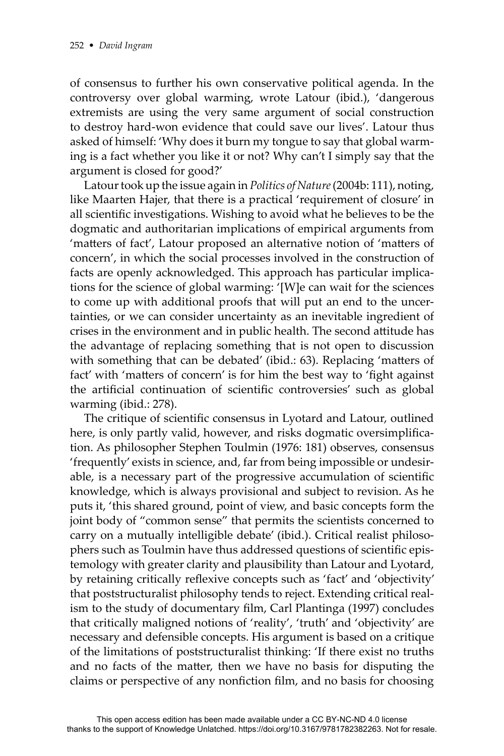of consensus to further his own conservative political agenda. In the controversy over global warming, wrote Latour (ibid.), 'dangerous extremists are using the very same argument of social construction to destroy hard-won evidence that could save our lives'. Latour thus asked of himself: 'Why does it burn my tongue to say that global warming is a fact whether you like it or not? Why can't I simply say that the argument is closed for good?'

Latour took up the issue again in *Politics of Nature* (2004b: 111), noting, like Maarten Hajer, that there is a practical 'requirement of closure' in all scientific investigations. Wishing to avoid what he believes to be the dogmatic and authoritarian implications of empirical arguments from 'matters of fact', Latour proposed an alternative notion of 'matters of concern', in which the social processes involved in the construction of facts are openly acknowledged. This approach has particular implications for the science of global warming: '[W]e can wait for the sciences to come up with additional proofs that will put an end to the uncertainties, or we can consider uncertainty as an inevitable ingredient of crises in the environment and in public health. The second attitude has the advantage of replacing something that is not open to discussion with something that can be debated' (ibid.: 63). Replacing 'matters of fact' with 'matters of concern' is for him the best way to 'fight against the artificial continuation of scientific controversies' such as global warming (ibid.: 278).

The critique of scientific consensus in Lyotard and Latour, outlined here, is only partly valid, however, and risks dogmatic oversimplification. As philosopher Stephen Toulmin (1976: 181) observes, consensus 'frequently' exists in science, and, far from being impossible or undesirable, is a necessary part of the progressive accumulation of scientific knowledge, which is always provisional and subject to revision. As he puts it, 'this shared ground, point of view, and basic concepts form the joint body of "common sense" that permits the scientists concerned to carry on a mutually intelligible debate' (ibid.). Critical realist philosophers such as Toulmin have thus addressed questions of scientific epistemology with greater clarity and plausibility than Latour and Lyotard, by retaining critically reflexive concepts such as 'fact' and 'objectivity' that poststructuralist philosophy tends to reject. Extending critical realism to the study of documentary film, Carl Plantinga (1997) concludes that critically maligned notions of 'reality', 'truth' and 'objectivity' are necessary and defensible concepts. His argument is based on a critique of the limitations of poststructuralist thinking: 'If there exist no truths and no facts of the matter, then we have no basis for disputing the claims or perspective of any nonfiction film, and no basis for choosing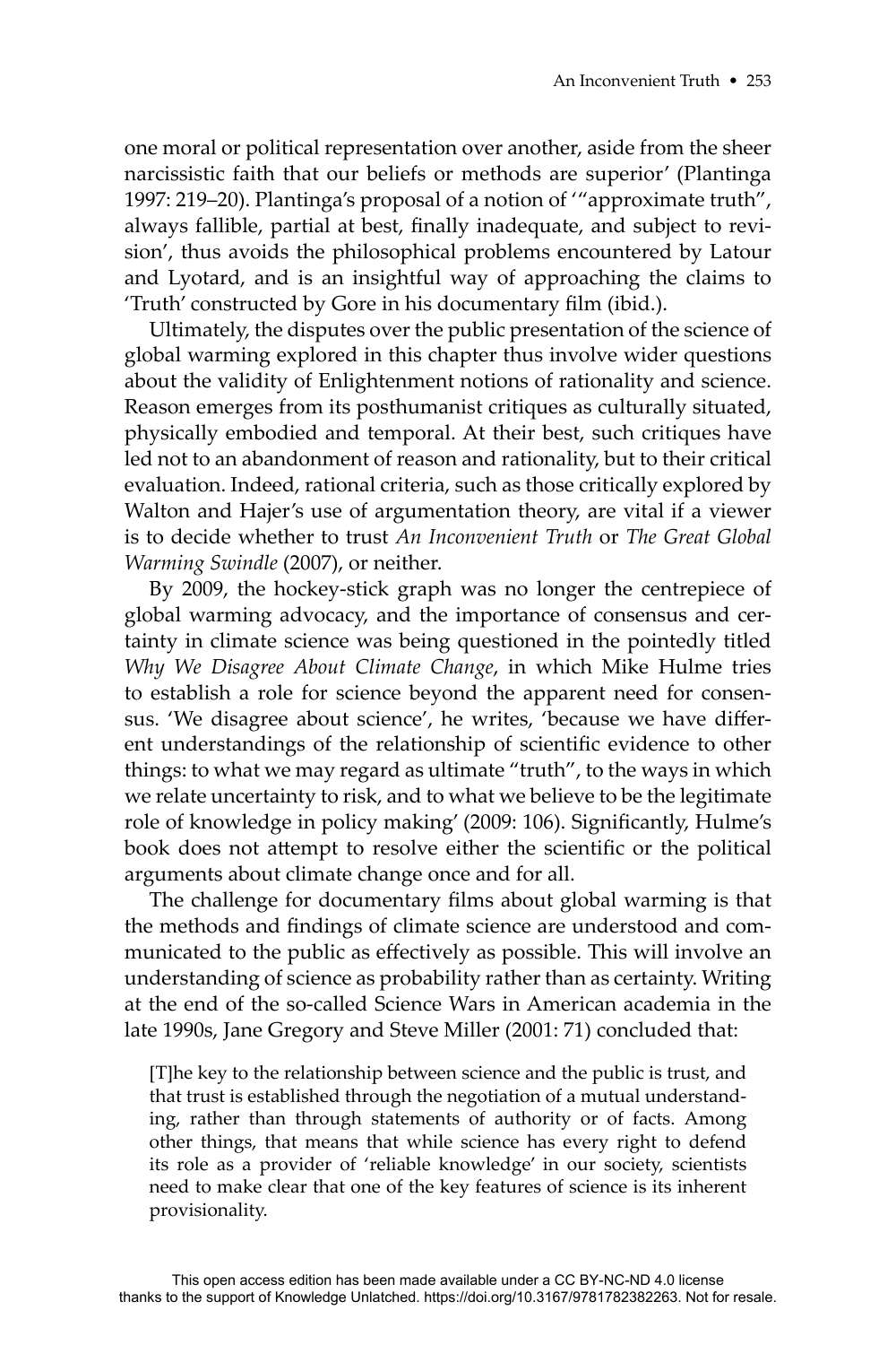one moral or political representation over another, aside from the sheer narcissistic faith that our beliefs or methods are superior' (Plantinga 1997: 219–20). Plantinga's proposal of a notion of '"approximate truth", always fallible, partial at best, finally inadequate, and subject to revision', thus avoids the philosophical problems encountered by Latour and Lyotard, and is an insightful way of approaching the claims to 'Truth' constructed by Gore in his documentary film (ibid.).

Ultimately, the disputes over the public presentation of the science of global warming explored in this chapter thus involve wider questions about the validity of Enlightenment notions of rationality and science. Reason emerges from its posthumanist critiques as culturally situated, physically embodied and temporal. At their best, such critiques have led not to an abandonment of reason and rationality, but to their critical evaluation. Indeed, rational criteria, such as those critically explored by Walton and Hajer's use of argumentation theory, are vital if a viewer is to decide whether to trust *An Inconvenient Truth* or *The Great Global Warming Swindle* (2007), or neither.

By 2009, the hockey-stick graph was no longer the centrepiece of global warming advocacy, and the importance of consensus and certainty in climate science was being questioned in the pointedly titled *Why We Disagree About Climate Change*, in which Mike Hulme tries to establish a role for science beyond the apparent need for consensus. 'We disagree about science', he writes, 'because we have different understandings of the relationship of scientific evidence to other things: to what we may regard as ultimate "truth", to the ways in which we relate uncertainty to risk, and to what we believe to be the legitimate role of knowledge in policy making' (2009: 106). Significantly, Hulme's book does not attempt to resolve either the scientific or the political arguments about climate change once and for all.

The challenge for documentary films about global warming is that the methods and findings of climate science are understood and communicated to the public as effectively as possible. This will involve an understanding of science as probability rather than as certainty. Writing at the end of the so-called Science Wars in American academia in the late 1990s, Jane Gregory and Steve Miller (2001: 71) concluded that:

> [T]he key to the relationship between science and the public is trust, and that trust is established through the negotiation of a mutual understanding, rather than through statements of authority or of facts. Among other things, that means that while science has every right to defend its role as a provider of 'reliable knowledge' in our society, scientists need to make clear that one of the key features of science is its inherent provisionality.

This open access edition has been made available under a CC BY-NC-ND 4.0 license thanks to the support of Knowledge Unlatched. https://doi.org/10.3167/9781782382263. Not for resale.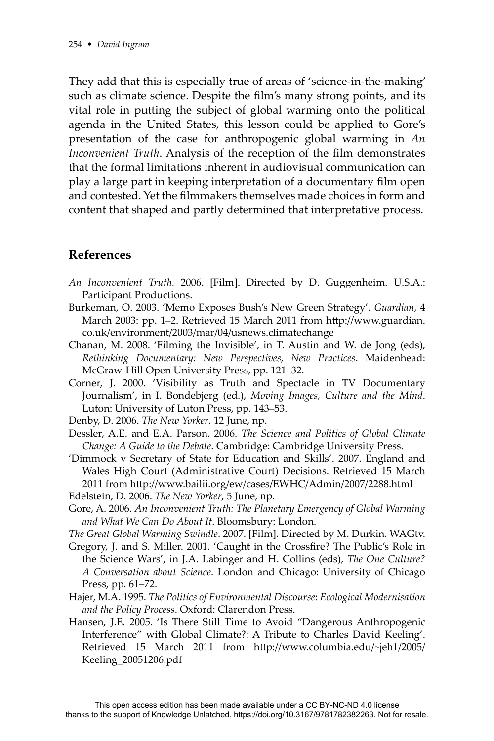They add that this is especially true of areas of 'science-in-the-making' such as climate science. Despite the film's many strong points, and its vital role in putting the subject of global warming onto the political agenda in the United States, this lesson could be applied to Gore's presentation of the case for anthropogenic global warming in *An Inconvenient Truth*. Analysis of the reception of the film demonstrates that the formal limitations inherent in audiovisual communication can play a large part in keeping interpretation of a documentary film open and contested. Yet the filmmakers themselves made choices in form and content that shaped and partly determined that interpretative process.

## References

*An Inconvenient Truth.* 2006. [Film]. Directed by D. Guggenheim. U.S.A.: Participant Productions.

Burkeman, O. 2003. 'Memo Exposes Bush's New Green Strategy'. *Guardian*, 4 March 2003: pp. 1–2. Retrieved 15 March 2011 from http://www.guardian.co.uk/environment/2003/mar/04/usnews.climatechange

Chanan, M. 2008. 'Filming the Invisible', in T. Austin and W. de Jong (eds), *Rethinking Documentary: New Perspectives, New Practices*. Maidenhead: McGraw-Hill Open University Press, pp. 121–32.

Corner, J. 2000. 'Visibility as Truth and Spectacle in TV Documentary Journalism', in I. Bondebjerg (ed.), *Moving Images, Culture and the Mind*. Luton: University of Luton Press, pp. 143–53.

Denby, D. 2006. *The New Yorker*. 12 June, np.

Dessler, A.E. and E.A. Parson. 2006. *The Science and Politics of Global Climate Change: A Guide to the Debate*. Cambridge: Cambridge University Press.

'Dimmock v Secretary of State for Education and Skills'. 2007. England and Wales High Court (Administrative Court) Decisions. Retrieved 15 March 2011 from http://www.bailii.org/ew/cases/EWHC/Admin/2007/2288.html

Edelstein, D. 2006. *The New Yorker*, 5 June, np.

Gore, A. 2006. *An Inconvenient Truth: The Planetary Emergency of Global Warming and What We Can Do About It*. Bloomsbury: London.

*The Great Global Warming Swindle*. 2007. [Film]. Directed by M. Durkin. WAGtv.

Gregory, J. and S. Miller. 2001. 'Caught in the Crossfire? The Public's Role in the Science Wars', in J.A. Labinger and H. Collins (eds), *The One Culture? A Conversation about Science*. London and Chicago: University of Chicago Press, pp. 61–72.

Hajer, M.A. 1995. *The Politics of Environmental Discourse*: *Ecological Modernisation and the Policy Process*. Oxford: Clarendon Press.

Hansen, J.E. 2005. 'Is There Still Time to Avoid "Dangerous Anthropogenic Interference" with Global Climate?: A Tribute to Charles David Keeling'. Retrieved 15 March 2011 from http://www.columbia.edu/~jeh1/2005/Keeling_20051206.pdf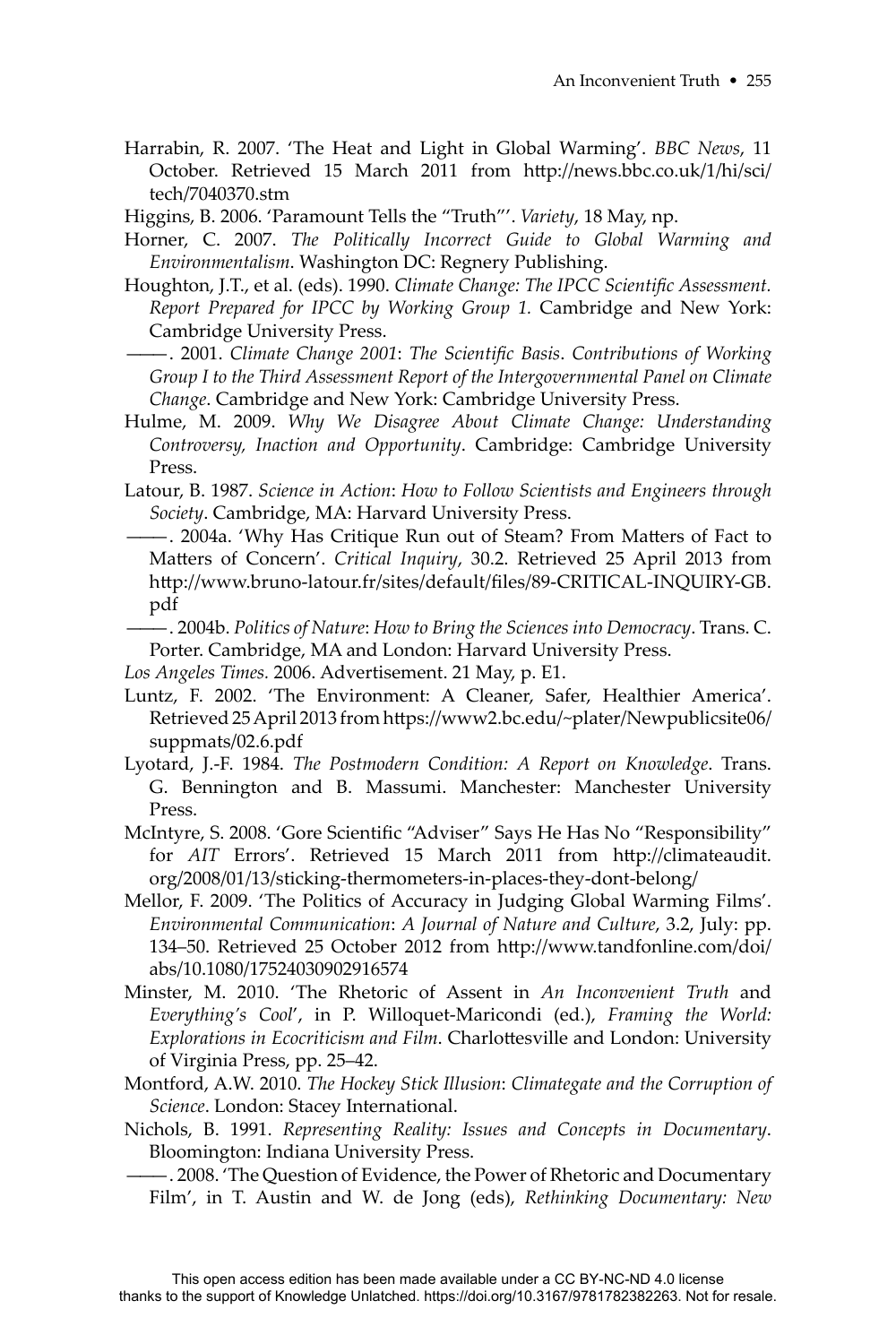Harrabin, R. 2007. 'The Heat and Light in Global Warming'. *BBC News*, 11 October. Retrieved 15 March 2011 from http://news.bbc.co.uk/1/hi/sci/tech/7040370.stm

Higgins, B. 2006. 'Paramount Tells the "Truth"'. *Variety*, 18 May, np.

Horner, C. 2007. *The Politically Incorrect Guide to Global Warming and Environmentalism*. Washington DC: Regnery Publishing.

Houghton, J.T., et al. (eds). 1990. *Climate Change: The IPCC Scientific Assessment. Report Prepared for IPCC by Working Group 1*. Cambridge and New York: Cambridge University Press.

——. 2001. *Climate Change 2001*: *The Scientific Basis*. *Contributions of Working Group I to the Third Assessment Report of the Intergovernmental Panel on Climate Change*. Cambridge and New York: Cambridge University Press.

Hulme, M. 2009. *Why We Disagree About Climate Change: Understanding Controversy, Inaction and Opportunity*. Cambridge: Cambridge University Press.

Latour, B. 1987. *Science in Action*: *How to Follow Scientists and Engineers through Society*. Cambridge, MA: Harvard University Press.

——. 2004a. 'Why Has Critique Run out of Steam? From Matters of Fact to Matters of Concern'. *Critical Inquiry*, 30.2. Retrieved 25 April 2013 from http://www.bruno-latour.fr/sites/default/files/89-CRITICAL-INQUIRY-GB.pdf

——. 2004b. *Politics of Nature*: *How to Bring the Sciences into Democracy*. Trans. C. Porter. Cambridge, MA and London: Harvard University Press.

*Los Angeles Times*. 2006. Advertisement. 21 May, p. E1.

Luntz, F. 2002. 'The Environment: A Cleaner, Safer, Healthier America'. Retrieved 25 April 2013 from https://www2.bc.edu/~plater/Newpublicsite06/suppmats/02.6.pdf

Lyotard, J.-F. 1984. *The Postmodern Condition: A Report on Knowledge*. Trans. G. Bennington and B. Massumi. Manchester: Manchester University Press.

McIntyre, S. 2008. 'Gore Scientific "Adviser" Says He Has No "Responsibility" for *AIT* Errors'. Retrieved 15 March 2011 from http://climateaudit.org/2008/01/13/sticking-thermometers-in-places-they-dont-belong/

Mellor, F. 2009. 'The Politics of Accuracy in Judging Global Warming Films'. *Environmental Communication*: *A Journal of Nature and Culture*, 3.2, July: pp. 134–50. Retrieved 25 October 2012 from http://www.tandfonline.com/doi/abs/10.1080/17524030902916574

Minster, M. 2010. 'The Rhetoric of Assent in *An Inconvenient Truth* and *Everything's Cool*', in P. Willoquet-Maricondi (ed.), *Framing the World: Explorations in Ecocriticism and Film*. Charlottesville and London: University of Virginia Press, pp. 25–42.

Montford, A.W. 2010. *The Hockey Stick Illusion*: *Climategate and the Corruption of Science*. London: Stacey International.

Nichols, B. 1991. *Representing Reality: Issues and Concepts in Documentary*. Bloomington: Indiana University Press.

——. 2008. 'The Question of Evidence, the Power of Rhetoric and Documentary Film', in T. Austin and W. de Jong (eds), *Rethinking Documentary: New*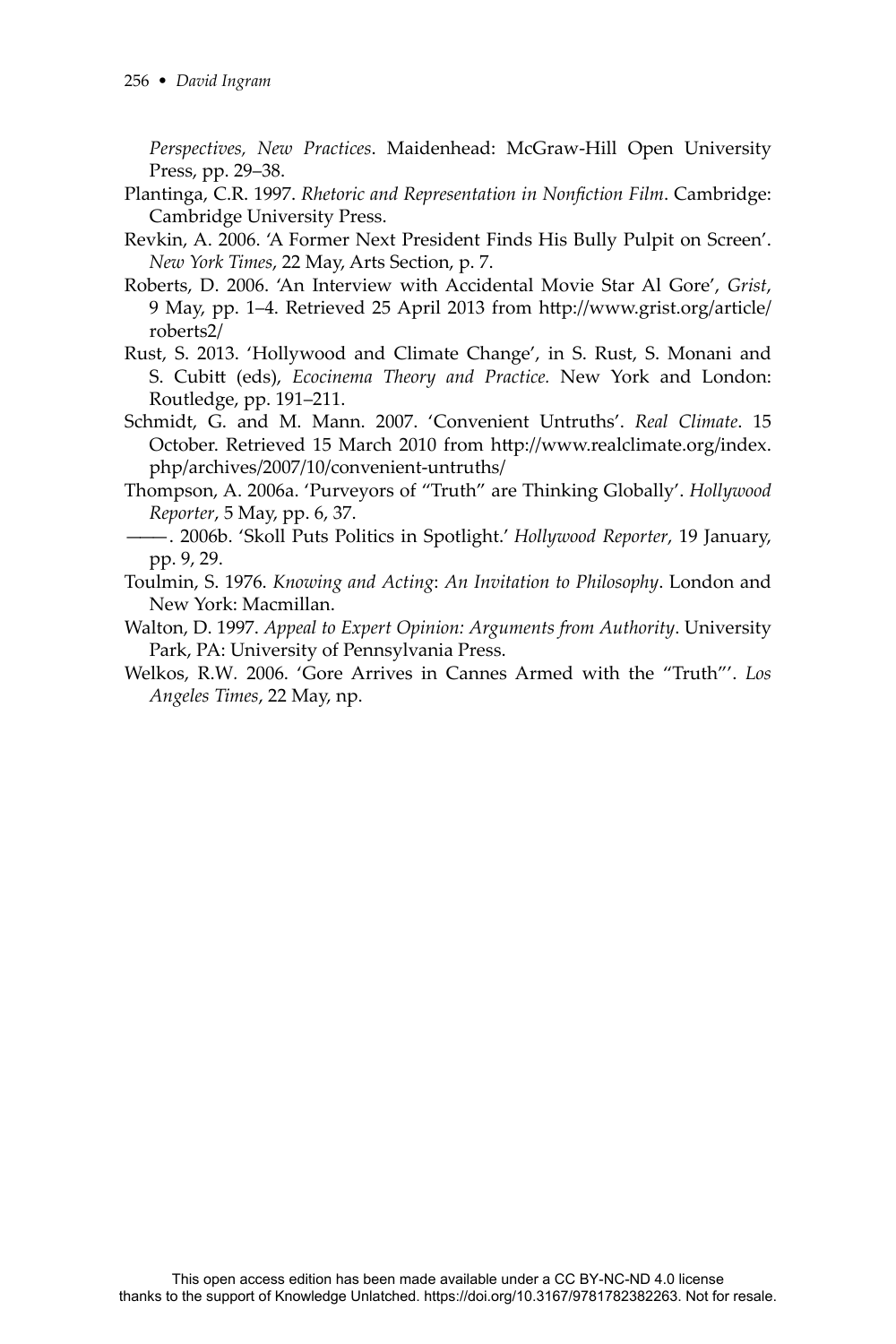*Perspectives, New Practices*. Maidenhead: McGraw-Hill Open University Press, pp. 29–38.

Plantinga, C.R. 1997. *Rhetoric and Representation in Nonfiction Film*. Cambridge: Cambridge University Press.

Revkin, A. 2006. 'A Former Next President Finds His Bully Pulpit on Screen'. *New York Times*, 22 May, Arts Section, p. 7.

Roberts, D. 2006. 'An Interview with Accidental Movie Star Al Gore', *Grist*, 9 May, pp. 1–4. Retrieved 25 April 2013 from http://www.grist.org/article/roberts2/

Rust, S. 2013. 'Hollywood and Climate Change', in S. Rust, S. Monani and S. Cubitt (eds), *Ecocinema Theory and Practice.* New York and London: Routledge, pp. 191–211.

Schmidt, G. and M. Mann. 2007. 'Convenient Untruths'. *Real Climate*. 15 October. Retrieved 15 March 2010 from http://www.realclimate.org/index.php/archives/2007/10/convenient-untruths/

Thompson, A. 2006a. 'Purveyors of "Truth" are Thinking Globally'. *Hollywood Reporter*, 5 May, pp. 6, 37.

———. 2006b. 'Skoll Puts Politics in Spotlight.' *Hollywood Reporter*, 19 January, pp. 9, 29.

Toulmin, S. 1976. *Knowing and Acting*: *An Invitation to Philosophy*. London and New York: Macmillan.

Walton, D. 1997. *Appeal to Expert Opinion: Arguments from Authority*. University Park, PA: University of Pennsylvania Press.

Welkos, R.W. 2006. 'Gore Arrives in Cannes Armed with the "Truth"'. *Los Angeles Times*, 22 May, np.

This open access edition has been made available under a CC BY-NC-ND 4.0 license thanks to the support of Knowledge Unlatched. https://doi.org/10.3167/9781782382263. Not for resale.